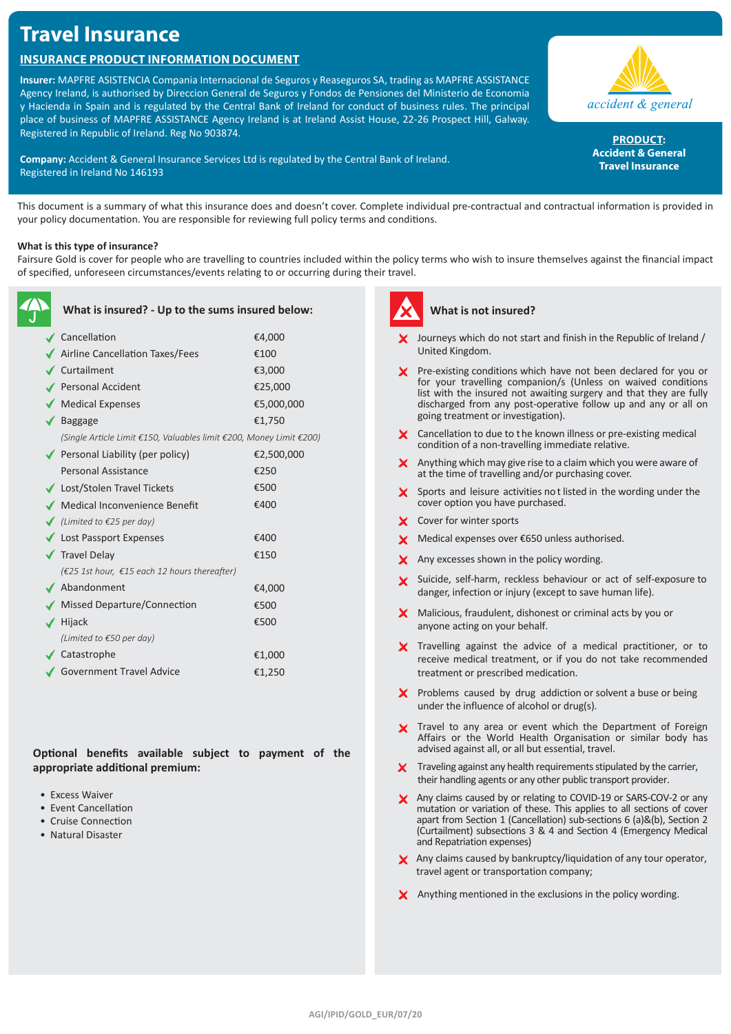# Travel Insurance

## INSURANCE PRODUCT INFORMATION DOCUMENT

**Insurer:** MAPFRE ASISTENCIA Compania Internacional de Seguros y Reaseguros SA, trading as MAPFRE ASSISTANCE Agency Ireland, is authorised by Direccion General de Seguros y Fondos de Pensiones del Ministerio de Economia y Hacienda in Spain and is regulated by the Central Bank of Ireland for conduct of business rules. The principal place of business of MAPFRE ASSISTANCE Agency Ireland is at Ireland Assist House, 22-26 Prospect Hill, Galway. Registered in Republic of Ireland. Reg No 903874.

**Company:** Accident & General Insurance Services Ltd is regulated by the Central Bank of Ireland. Registered in Ireland No 146193

accident & general

**PRODUCT:**
**Accident & General Travel Insurance**

This document is a summary of what this insurance does and doesn't cover. Complete individual pre-contractual and contractual information is provided in your policy documentation. You are responsible for reviewing full policy terms and conditions.

**What is this type of insurance?**
Fairsure Gold is cover for people who are travelling to countries included within the policy terms who wish to insure themselves against the financial impact of specified, unforeseen circumstances/events relating to or occurring during their travel.

### What is insured? - Up to the sums insured below:

| Benefit | Sum insured |
|---|---|
| ✔ Cancellation | €4,000 |
| ✔ Airline Cancellation Taxes/Fees | €100 |
| ✔ Curtailment | €3,000 |
| ✔ Personal Accident | €25,000 |
| ✔ Medical Expenses | €5,000,000 |
| ✔ Baggage | €1,750 |
| *(Single Article Limit €150, Valuables limit €200, Money Limit €200)* | |
| ✔ Personal Liability (per policy) | €2,500,000 |
| Personal Assistance | €250 |
| ✔ Lost/Stolen Travel Tickets | €500 |
| ✔ Medical Inconvenience Benefit | €400 |
| ✔ *(Limited to €25 per day)* | |
| ✔ Lost Passport Expenses | €400 |
| ✔ Travel Delay | €150 |
| *(€25 1st hour, €15 each 12 hours thereafter)* | |
| ✔ Abandonment | €4,000 |
| ✔ Missed Departure/Connection | €500 |
| ✔ Hijack | €500 |
| *(Limited to €50 per day)* | |
| ✔ Catastrophe | €1,000 |
| ✔ Government Travel Advice | €1,250 |

**Optional benefits available subject to payment of the appropriate additional premium:**

- Excess Waiver
- Event Cancellation
- Cruise Connection
- Natural Disaster

### What is not insured?

- ✘ Journeys which do not start and finish in the Republic of Ireland / United Kingdom.
- ✘ Pre-existing conditions which have not been declared for you or for your travelling companion/s (Unless on waived conditions list with the insured not awaiting surgery and that they are fully discharged from any post-operative follow up and any or all on going treatment or investigation).
- ✘ Cancellation to due to the known illness or pre-existing medical condition of a non-travelling immediate relative.
- ✘ Anything which may give rise to a claim which you were aware of at the time of travelling and/or purchasing cover.
- ✘ Sports and leisure activities not listed in the wording under the cover option you have purchased.
- ✘ Cover for winter sports
- ✘ Medical expenses over €650 unless authorised.
- ✘ Any excesses shown in the policy wording.
- ✘ Suicide, self-harm, reckless behaviour or act of self-exposure to danger, infection or injury (except to save human life).
- ✘ Malicious, fraudulent, dishonest or criminal acts by you or anyone acting on your behalf.
- ✘ Travelling against the advice of a medical practitioner, or to receive medical treatment, or if you do not take recommended treatment or prescribed medication.
- ✘ Problems caused by drug addiction or solvent a buse or being under the influence of alcohol or drug(s).
- ✘ Travel to any area or event which the Department of Foreign Affairs or the World Health Organisation or similar body has advised against all, or all but essential, travel.
- ✘ Traveling against any health requirements stipulated by the carrier, their handling agents or any other public transport provider.
- ✘ Any claims caused by or relating to COVID-19 or SARS-COV-2 or any mutation or variation of these. This applies to all sections of cover apart from Section 1 (Cancellation) sub-sections 6 (a)&(b), Section 2 (Curtailment) subsections 3 & 4 and Section 4 (Emergency Medical and Repatriation expenses)
- ✘ Any claims caused by bankruptcy/liquidation of any tour operator, travel agent or transportation company;
- ✘ Anything mentioned in the exclusions in the policy wording.

AGI/IPID/GOLD_EUR/07/20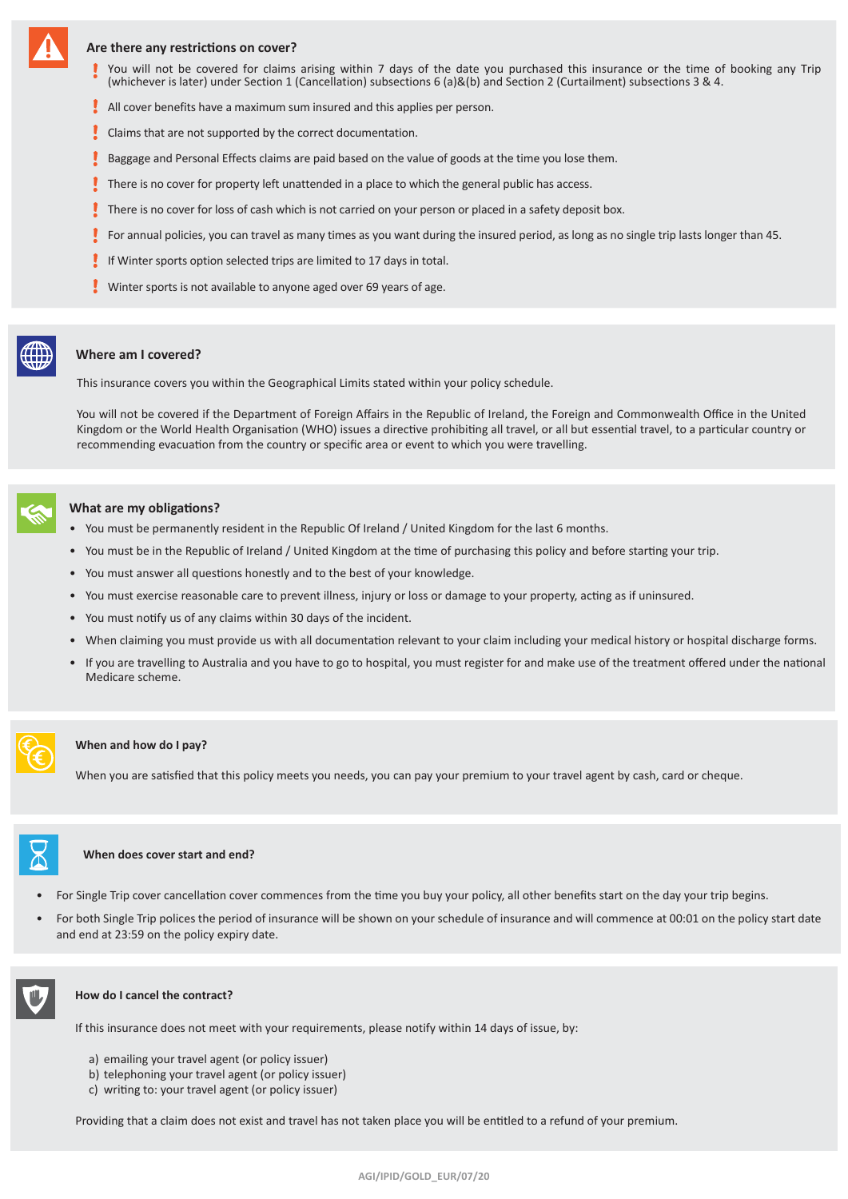## Are there any restrictions on cover?

- You will not be covered for claims arising within 7 days of the date you purchased this insurance or the time of booking any Trip (whichever is later) under Section 1 (Cancellation) subsections 6 (a)&(b) and Section 2 (Curtailment) subsections 3 & 4.
- All cover benefits have a maximum sum insured and this applies per person.
- Claims that are not supported by the correct documentation.
- Baggage and Personal Effects claims are paid based on the value of goods at the time you lose them.
- There is no cover for property left unattended in a place to which the general public has access.
- There is no cover for loss of cash which is not carried on your person or placed in a safety deposit box.
- For annual policies, you can travel as many times as you want during the insured period, as long as no single trip lasts longer than 45.
- If Winter sports option selected trips are limited to 17 days in total.
- Winter sports is not available to anyone aged over 69 years of age.

## Where am I covered?

This insurance covers you within the Geographical Limits stated within your policy schedule.

You will not be covered if the Department of Foreign Affairs in the Republic of Ireland, the Foreign and Commonwealth Office in the United Kingdom or the World Health Organisation (WHO) issues a directive prohibiting all travel, or all but essential travel, to a particular country or recommending evacuation from the country or specific area or event to which you were travelling.

## What are my obligations?

- You must be permanently resident in the Republic Of Ireland / United Kingdom for the last 6 months.
- You must be in the Republic of Ireland / United Kingdom at the time of purchasing this policy and before starting your trip.
- You must answer all questions honestly and to the best of your knowledge.
- You must exercise reasonable care to prevent illness, injury or loss or damage to your property, acting as if uninsured.
- You must notify us of any claims within 30 days of the incident.
- When claiming you must provide us with all documentation relevant to your claim including your medical history or hospital discharge forms.
- If you are travelling to Australia and you have to go to hospital, you must register for and make use of the treatment offered under the national Medicare scheme.

## When and how do I pay?

When you are satisfied that this policy meets you needs, you can pay your premium to your travel agent by cash, card or cheque.

## When does cover start and end?

- For Single Trip cover cancellation cover commences from the time you buy your policy, all other benefits start on the day your trip begins.
- For both Single Trip polices the period of insurance will be shown on your schedule of insurance and will commence at 00:01 on the policy start date and end at 23:59 on the policy expiry date.

## How do I cancel the contract?

If this insurance does not meet with your requirements, please notify within 14 days of issue, by:

a) emailing your travel agent (or policy issuer)
b) telephoning your travel agent (or policy issuer)
c) writing to: your travel agent (or policy issuer)

Providing that a claim does not exist and travel has not taken place you will be entitled to a refund of your premium.

AGI/IPID/GOLD_EUR/07/20